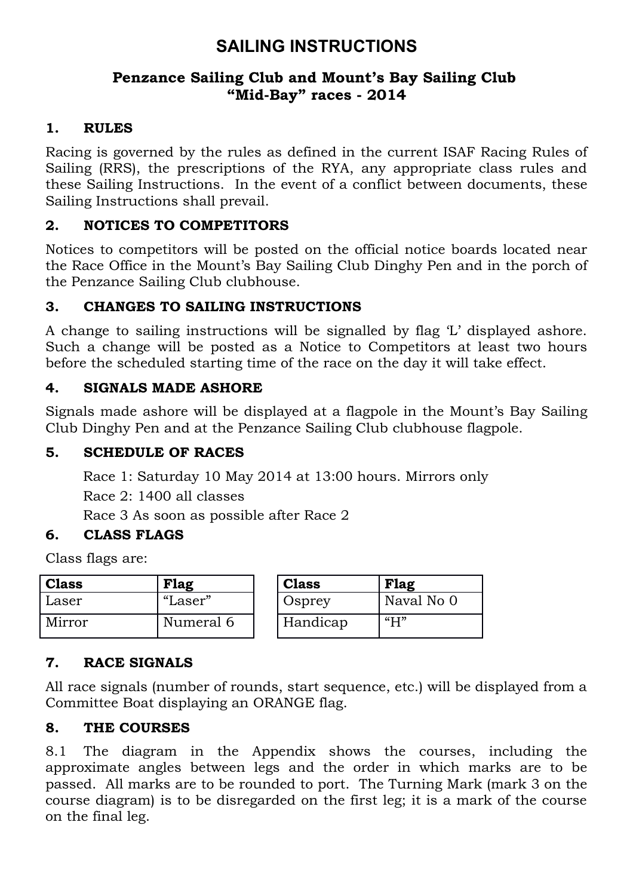# SAILING INSTRUCTIONS

## Penzance Sailing Club and Mount's Bay Sailing Club "Mid-Bay" races - 2014

### 1. RULES

Racing is governed by the rules as defined in the current ISAF Racing Rules of Sailing (RRS), the prescriptions of the RYA, any appropriate class rules and these Sailing Instructions. In the event of a conflict between documents, these Sailing Instructions shall prevail.

### 2. NOTICES TO COMPETITORS

Notices to competitors will be posted on the official notice boards located near the Race Office in the Mount's Bay Sailing Club Dinghy Pen and in the porch of the Penzance Sailing Club clubhouse.

### 3. CHANGES TO SAILING INSTRUCTIONS

A change to sailing instructions will be signalled by flag 'L' displayed ashore. Such a change will be posted as a Notice to Competitors at least two hours before the scheduled starting time of the race on the day it will take effect.

### 4. SIGNALS MADE ASHORE

Signals made ashore will be displayed at a flagpole in the Mount's Bay Sailing Club Dinghy Pen and at the Penzance Sailing Club clubhouse flagpole.

### 5. SCHEDULE OF RACES

Race 1: Saturday 10 May 2014 at 13:00 hours. Mirrors only

Race 2: 1400 all classes

Race 3 As soon as possible after Race 2

### 6. CLASS FLAGS

Class flags are:

| Class | Flag |
|---|---|
| Laser | "Laser" |
| Mirror | Numeral 6 |

| Class | Flag |
|---|---|
| Osprey | Naval No 0 |
| Handicap | "H" |

### 7. RACE SIGNALS

All race signals (number of rounds, start sequence, etc.) will be displayed from a Committee Boat displaying an ORANGE flag.

### 8. THE COURSES

8.1 The diagram in the Appendix shows the courses, including the approximate angles between legs and the order in which marks are to be passed. All marks are to be rounded to port. The Turning Mark (mark 3 on the course diagram) is to be disregarded on the first leg; it is a mark of the course on the final leg.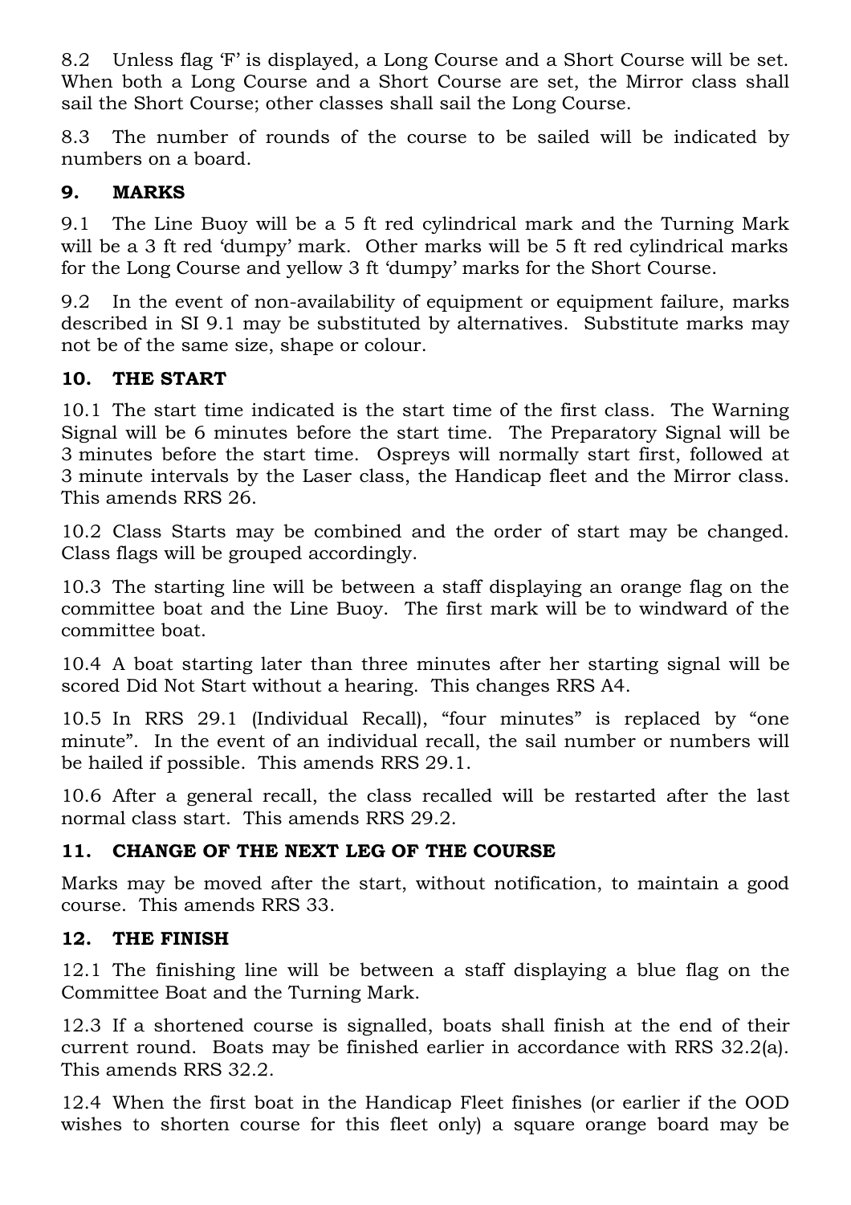8.2 Unless flag 'F' is displayed, a Long Course and a Short Course will be set. When both a Long Course and a Short Course are set, the Mirror class shall sail the Short Course; other classes shall sail the Long Course.

8.3 The number of rounds of the course to be sailed will be indicated by numbers on a board.

## 9. MARKS

9.1 The Line Buoy will be a 5 ft red cylindrical mark and the Turning Mark will be a 3 ft red 'dumpy' mark. Other marks will be 5 ft red cylindrical marks for the Long Course and yellow 3 ft 'dumpy' marks for the Short Course.

9.2 In the event of non-availability of equipment or equipment failure, marks described in SI 9.1 may be substituted by alternatives. Substitute marks may not be of the same size, shape or colour.

## 10. THE START

10.1 The start time indicated is the start time of the first class. The Warning Signal will be 6 minutes before the start time. The Preparatory Signal will be 3 minutes before the start time. Ospreys will normally start first, followed at 3 minute intervals by the Laser class, the Handicap fleet and the Mirror class. This amends RRS 26.

10.2 Class Starts may be combined and the order of start may be changed. Class flags will be grouped accordingly.

10.3 The starting line will be between a staff displaying an orange flag on the committee boat and the Line Buoy. The first mark will be to windward of the committee boat.

10.4 A boat starting later than three minutes after her starting signal will be scored Did Not Start without a hearing. This changes RRS A4.

10.5 In RRS 29.1 (Individual Recall), "four minutes" is replaced by "one minute". In the event of an individual recall, the sail number or numbers will be hailed if possible. This amends RRS 29.1.

10.6 After a general recall, the class recalled will be restarted after the last normal class start. This amends RRS 29.2.

## 11. CHANGE OF THE NEXT LEG OF THE COURSE

Marks may be moved after the start, without notification, to maintain a good course. This amends RRS 33.

## 12. THE FINISH

12.1 The finishing line will be between a staff displaying a blue flag on the Committee Boat and the Turning Mark.

12.3 If a shortened course is signalled, boats shall finish at the end of their current round. Boats may be finished earlier in accordance with RRS 32.2(a). This amends RRS 32.2.

12.4 When the first boat in the Handicap Fleet finishes (or earlier if the OOD wishes to shorten course for this fleet only) a square orange board may be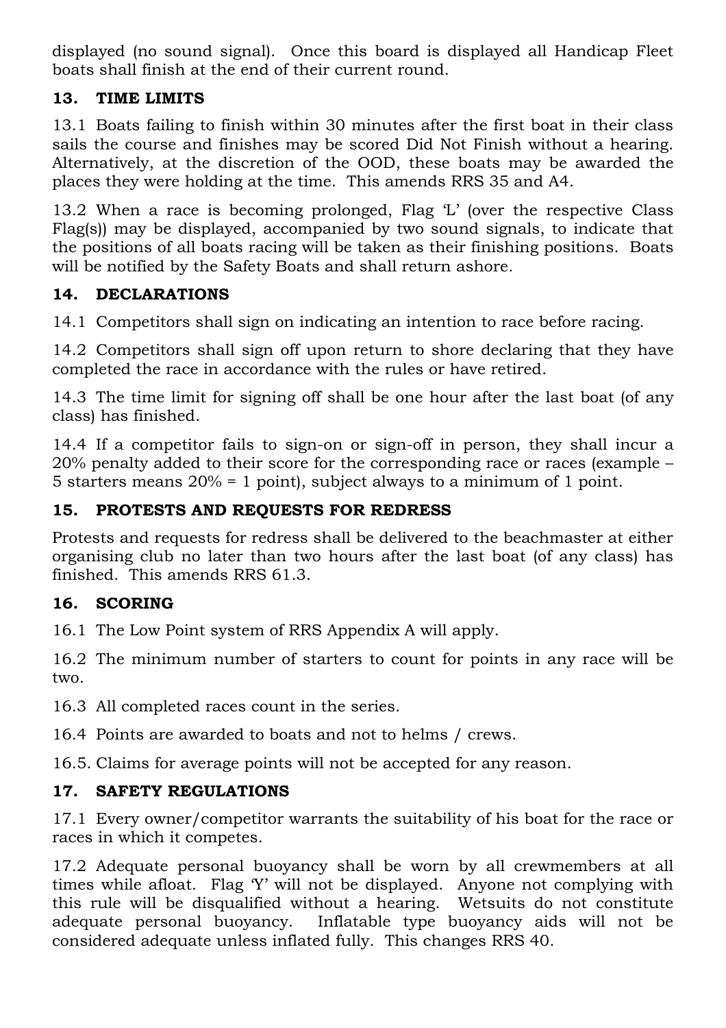displayed (no sound signal). Once this board is displayed all Handicap Fleet boats shall finish at the end of their current round.

## 13. TIME LIMITS

13.1 Boats failing to finish within 30 minutes after the first boat in their class sails the course and finishes may be scored Did Not Finish without a hearing. Alternatively, at the discretion of the OOD, these boats may be awarded the places they were holding at the time. This amends RRS 35 and A4.

13.2 When a race is becoming prolonged, Flag 'L' (over the respective Class Flag(s)) may be displayed, accompanied by two sound signals, to indicate that the positions of all boats racing will be taken as their finishing positions. Boats will be notified by the Safety Boats and shall return ashore.

## 14. DECLARATIONS

14.1 Competitors shall sign on indicating an intention to race before racing.

14.2 Competitors shall sign off upon return to shore declaring that they have completed the race in accordance with the rules or have retired.

14.3 The time limit for signing off shall be one hour after the last boat (of any class) has finished.

14.4 If a competitor fails to sign-on or sign-off in person, they shall incur a 20% penalty added to their score for the corresponding race or races (example – 5 starters means 20% = 1 point), subject always to a minimum of 1 point.

## 15. PROTESTS AND REQUESTS FOR REDRESS

Protests and requests for redress shall be delivered to the beachmaster at either organising club no later than two hours after the last boat (of any class) has finished. This amends RRS 61.3.

## 16. SCORING

16.1 The Low Point system of RRS Appendix A will apply.

16.2 The minimum number of starters to count for points in any race will be two.

16.3 All completed races count in the series.

16.4 Points are awarded to boats and not to helms / crews.

16.5. Claims for average points will not be accepted for any reason.

## 17. SAFETY REGULATIONS

17.1 Every owner/competitor warrants the suitability of his boat for the race or races in which it competes.

17.2 Adequate personal buoyancy shall be worn by all crewmembers at all times while afloat. Flag 'Y' will not be displayed. Anyone not complying with this rule will be disqualified without a hearing. Wetsuits do not constitute adequate personal buoyancy. Inflatable type buoyancy aids will not be considered adequate unless inflated fully. This changes RRS 40.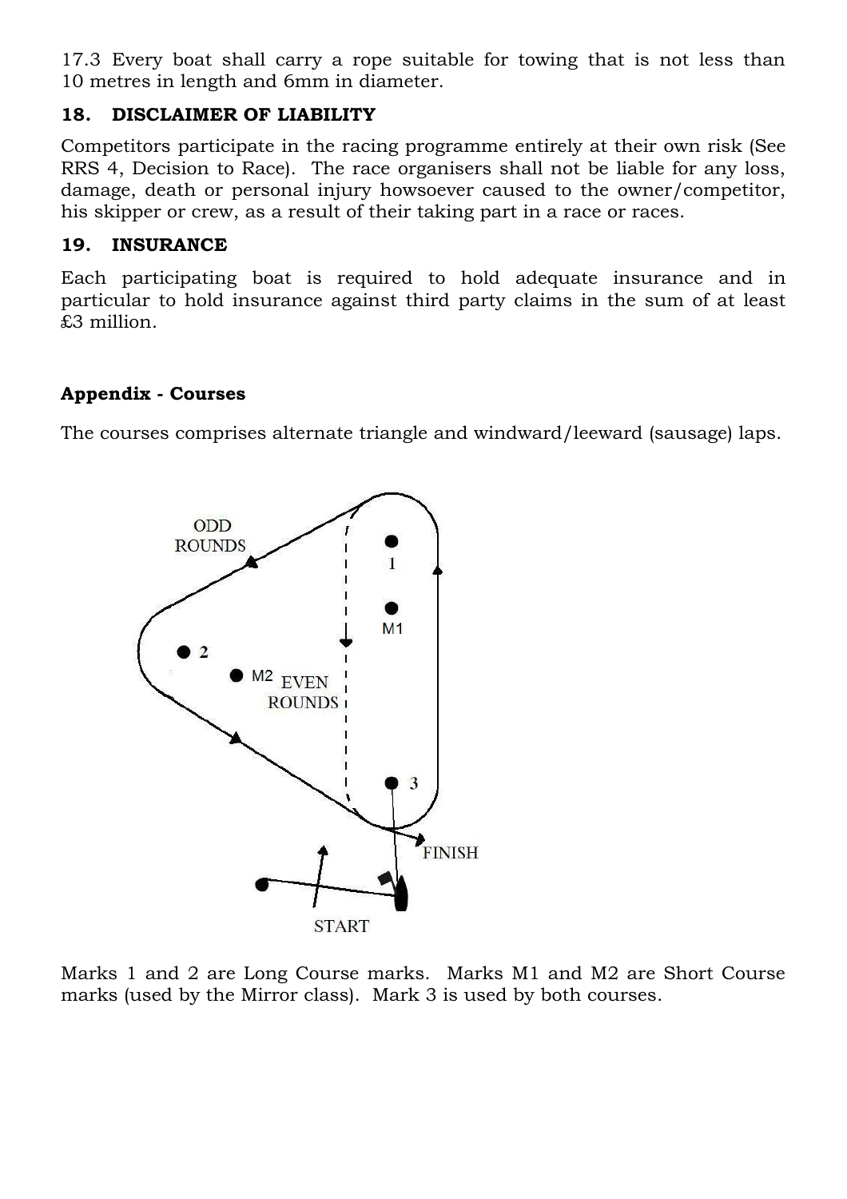17.3 Every boat shall carry a rope suitable for towing that is not less than 10 metres in length and 6mm in diameter.

### 18. DISCLAIMER OF LIABILITY

Competitors participate in the racing programme entirely at their own risk (See RRS 4, Decision to Race). The race organisers shall not be liable for any loss, damage, death or personal injury howsoever caused to the owner/competitor, his skipper or crew, as a result of their taking part in a race or races.

### 19. INSURANCE

Each participating boat is required to hold adequate insurance and in particular to hold insurance against third party claims in the sum of at least £3 million.

### Appendix - Courses

The courses comprises alternate triangle and windward/leeward (sausage) laps.

ODD ROUNDS

1

M1

2

M2

EVEN ROUNDS

3

FINISH

START

Marks 1 and 2 are Long Course marks. Marks M1 and M2 are Short Course marks (used by the Mirror class). Mark 3 is used by both courses.